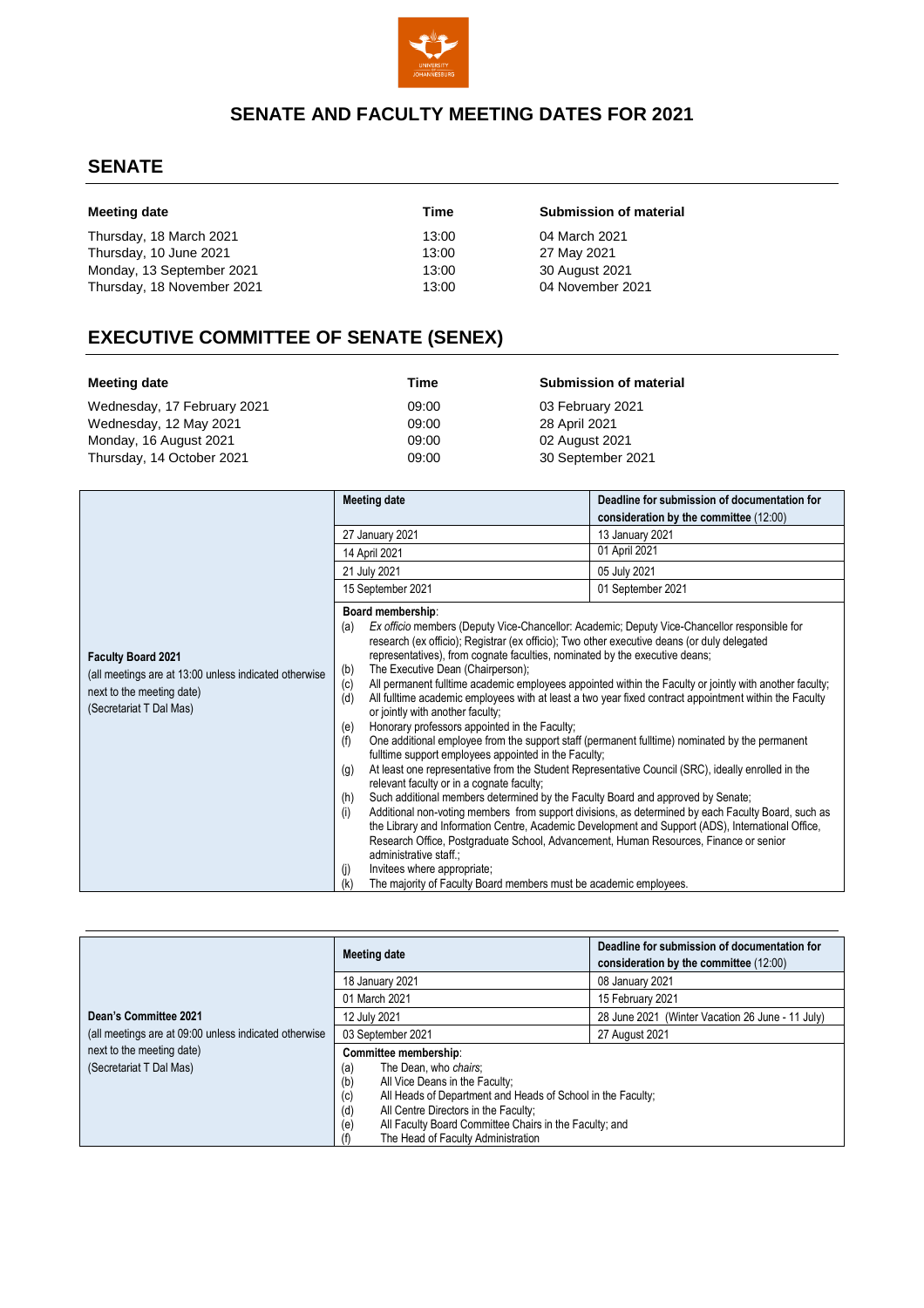# SENATE AND FACULTY MEETING DATES FOR 2021

## SENATE

| Meeting date | Time | Submission of material |
|---|---|---|
| Thursday, 18 March 2021 | 13:00 | 04 March 2021 |
| Thursday, 10 June 2021 | 13:00 | 27 May 2021 |
| Monday, 13 September 2021 | 13:00 | 30 August 2021 |
| Thursday, 18 November 2021 | 13:00 | 04 November 2021 |

## EXECUTIVE COMMITTEE OF SENATE (SENEX)

| Meeting date | Time | Submission of material |
|---|---|---|
| Wednesday, 17 February 2021 | 09:00 | 03 February 2021 |
| Wednesday, 12 May 2021 | 09:00 | 28 April 2021 |
| Monday, 16 August 2021 | 09:00 | 02 August 2021 |
| Thursday, 14 October 2021 | 09:00 | 30 September 2021 |

**Faculty Board 2021**
(all meetings are at 13:00 unless indicated otherwise next to the meeting date)
(Secretariat T Dal Mas)

| Meeting date | Deadline for submission of documentation for consideration by the committee (12:00) |
|---|---|
| 27 January 2021 | 13 January 2021 |
| 14 April 2021 | 01 April 2021 |
| 21 July 2021 | 05 July 2021 |
| 15 September 2021 | 01 September 2021 |

**Board membership**:

(a) *Ex officio* members (Deputy Vice-Chancellor: Academic; Deputy Vice-Chancellor responsible for research (ex officio); Registrar (ex officio); Two other executive deans (or duly delegated representatives), from cognate faculties, nominated by the executive deans;
(b) The Executive Dean (Chairperson);
(c) All permanent fulltime academic employees appointed within the Faculty or jointly with another faculty;
(d) All fulltime academic employees with at least a two year fixed contract appointment within the Faculty or jointly with another faculty;
(e) Honorary professors appointed in the Faculty;
(f) One additional employee from the support staff (permanent fulltime) nominated by the permanent fulltime support employees appointed in the Faculty;
(g) At least one representative from the Student Representative Council (SRC), ideally enrolled in the relevant faculty or in a cognate faculty;
(h) Such additional members determined by the Faculty Board and approved by Senate;
(i) Additional non-voting members from support divisions, as determined by each Faculty Board, such as the Library and Information Centre, Academic Development and Support (ADS), International Office, Research Office, Postgraduate School, Advancement, Human Resources, Finance or senior administrative staff.;
(j) Invitees where appropriate;
(k) The majority of Faculty Board members must be academic employees.

---

**Dean's Committee 2021**
(all meetings are at 09:00 unless indicated otherwise next to the meeting date)
(Secretariat T Dal Mas)

| Meeting date | Deadline for submission of documentation for consideration by the committee (12:00) |
|---|---|
| 18 January 2021 | 08 January 2021 |
| 01 March 2021 | 15 February 2021 |
| 12 July 2021 | 28 June 2021 (Winter Vacation 26 June - 11 July) |
| 03 September 2021 | 27 August 2021 |

**Committee membership**:

(a) The Dean, who *chairs*;
(b) All Vice Deans in the Faculty;
(c) All Heads of Department and Heads of School in the Faculty;
(d) All Centre Directors in the Faculty;
(e) All Faculty Board Committee Chairs in the Faculty; and
(f) The Head of Faculty Administration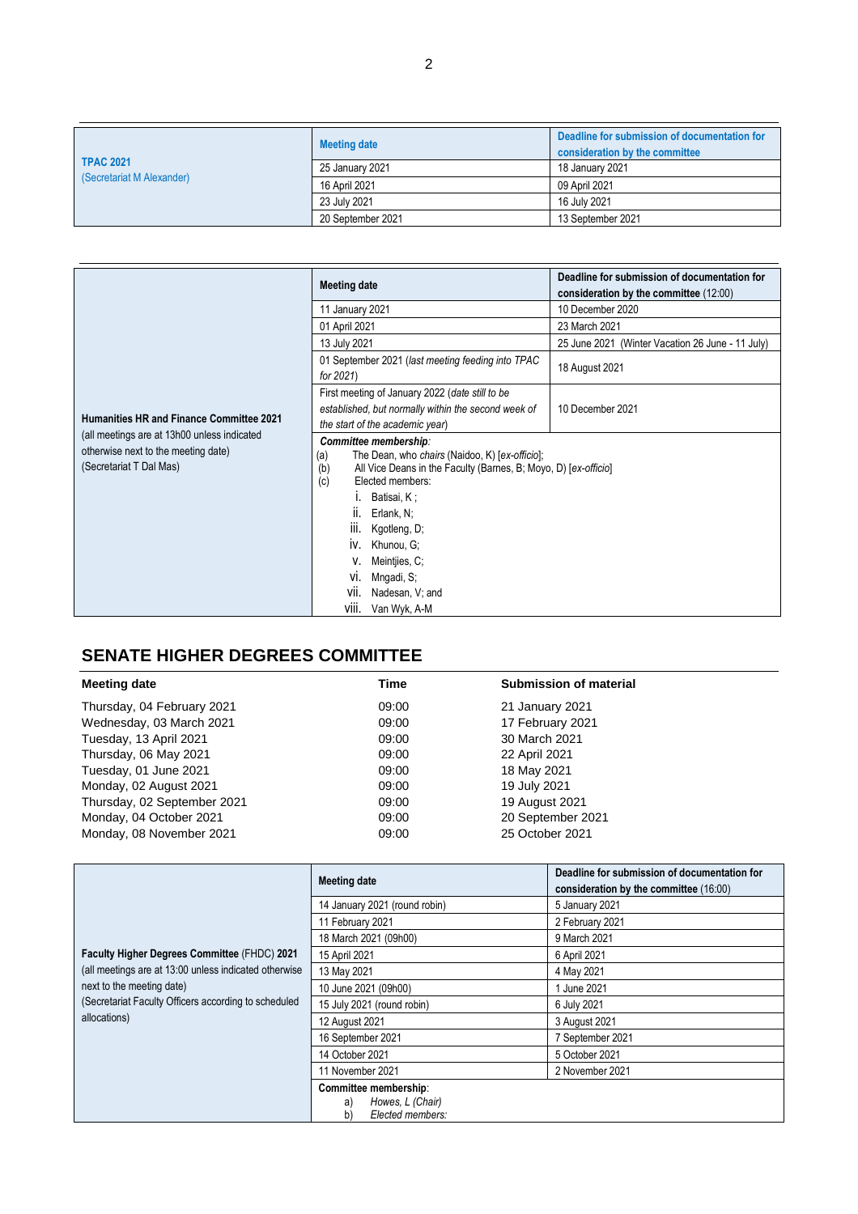| | Meeting date | Deadline for submission of documentation for consideration by the committee |
|---|---|---|
| **TPAC 2021** (Secretariat M Alexander) | 25 January 2021 | 18 January 2021 |
| | 16 April 2021 | 09 April 2021 |
| | 23 July 2021 | 16 July 2021 |
| | 20 September 2021 | 13 September 2021 |

| | Meeting date | Deadline for submission of documentation for consideration by the committee (12:00) |
|---|---|---|
| **Humanities HR and Finance Committee 2021** (all meetings are at 13h00 unless indicated otherwise next to the meeting date) (Secretariat T Dal Mas) | 11 January 2021 | 10 December 2020 |
| | 01 April 2021 | 23 March 2021 |
| | 13 July 2021 | 25 June 2021 (Winter Vacation 26 June - 11 July) |
| | 01 September 2021 (*last meeting feeding into TPAC for 2021*) | 18 August 2021 |
| | First meeting of January 2022 (*date still to be established, but normally within the second week of the start of the academic year*) | 10 December 2021 |
| | ***Committee membership*:** (a) The Dean, who *chairs* (Naidoo, K) [*ex-officio*]; (b) All Vice Deans in the Faculty (Barnes, B; Moyo, D) [*ex-officio*] (c) Elected members: i. Batisai, K ; ii. Erlank, N; iii. Kgotleng, D; iv. Khunou, G; v. Meintjies, C; vi. Mngadi, S; vii. Nadesan, V; and viii. Van Wyk, A-M | |

## SENATE HIGHER DEGREES COMMITTEE

| Meeting date | Time | Submission of material |
|---|---|---|
| Thursday, 04 February 2021 | 09:00 | 21 January 2021 |
| Wednesday, 03 March 2021 | 09:00 | 17 February 2021 |
| Tuesday, 13 April 2021 | 09:00 | 30 March 2021 |
| Thursday, 06 May 2021 | 09:00 | 22 April 2021 |
| Tuesday, 01 June 2021 | 09:00 | 18 May 2021 |
| Monday, 02 August 2021 | 09:00 | 19 July 2021 |
| Thursday, 02 September 2021 | 09:00 | 19 August 2021 |
| Monday, 04 October 2021 | 09:00 | 20 September 2021 |
| Monday, 08 November 2021 | 09:00 | 25 October 2021 |

| | Meeting date | Deadline for submission of documentation for consideration by the committee (16:00) |
|---|---|---|
| **Faculty Higher Degrees Committee** (FHDC) **2021** (all meetings are at 13:00 unless indicated otherwise next to the meeting date) (Secretariat Faculty Officers according to scheduled allocations) | 14 January 2021 (round robin) | 5 January 2021 |
| | 11 February 2021 | 2 February 2021 |
| | 18 March 2021 (09h00) | 9 March 2021 |
| | 15 April 2021 | 6 April 2021 |
| | 13 May 2021 | 4 May 2021 |
| | 10 June 2021 (09h00) | 1 June 2021 |
| | 15 July 2021 (round robin) | 6 July 2021 |
| | 12 August 2021 | 3 August 2021 |
| | 16 September 2021 | 7 September 2021 |
| | 14 October 2021 | 5 October 2021 |
| | 11 November 2021 | 2 November 2021 |
| | **Committee membership**: a) *Howes, L (Chair)* b) *Elected members:* | |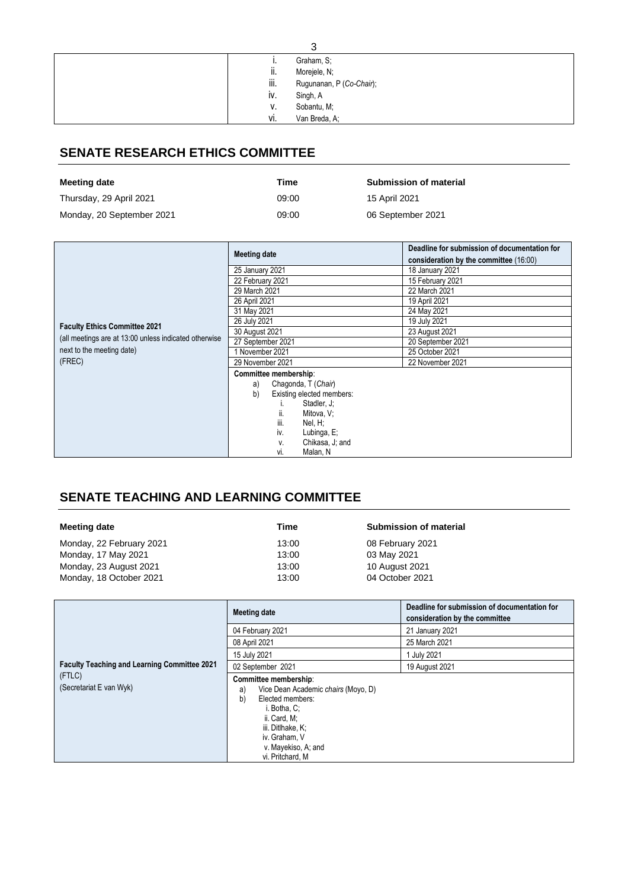| | i. Graham, S;<br>ii. Morejele, N;<br>iii. Rugunanan, P (*Co-Chair*);<br>iv. Singh, A<br>v. Sobantu, M;<br>vi. Van Breda, A; |
|---|---|

## SENATE RESEARCH ETHICS COMMITTEE

| Meeting date | Time | Submission of material |
|---|---|---|
| Thursday, 29 April 2021 | 09:00 | 15 April 2021 |
| Monday, 20 September 2021 | 09:00 | 06 September 2021 |

| | Meeting date | Deadline for submission of documentation for consideration by the committee (16:00) |
|---|---|---|
| **Faculty Ethics Committee 2021**<br>(all meetings are at 13:00 unless indicated otherwise next to the meeting date)<br>(FREC) | 25 January 2021 | 18 January 2021 |
| | 22 February 2021 | 15 February 2021 |
| | 29 March 2021 | 22 March 2021 |
| | 26 April 2021 | 19 April 2021 |
| | 31 May 2021 | 24 May 2021 |
| | 26 July 2021 | 19 July 2021 |
| | 30 August 2021 | 23 August 2021 |
| | 27 September 2021 | 20 September 2021 |
| | 1 November 2021 | 25 October 2021 |
| | 29 November 2021 | 22 November 2021 |
| | **Committee membership**:<br>a) Chagonda, T (*Chair*)<br>b) Existing elected members:<br>i. Stadler, J;<br>ii. Mitova, V;<br>iii. Nel, H;<br>iv. Lubinga, E;<br>v. Chikasa, J; and<br>vi. Malan, N | |

## SENATE TEACHING AND LEARNING COMMITTEE

| Meeting date | Time | Submission of material |
|---|---|---|
| Monday, 22 February 2021 | 13:00 | 08 February 2021 |
| Monday, 17 May 2021 | 13:00 | 03 May 2021 |
| Monday, 23 August 2021 | 13:00 | 10 August 2021 |
| Monday, 18 October 2021 | 13:00 | 04 October 2021 |

| | Meeting date | Deadline for submission of documentation for consideration by the committee |
|---|---|---|
| **Faculty Teaching and Learning Committee 2021**<br>(FTLC)<br>(Secretariat E van Wyk) | 04 February 2021 | 21 January 2021 |
| | 08 April 2021 | 25 March 2021 |
| | 15 July 2021 | 1 July 2021 |
| | 02 September 2021 | 19 August 2021 |
| | **Committee membership**:<br>a) Vice Dean Academic *chairs* (Moyo, D)<br>b) Elected members:<br>i. Botha, C;<br>ii. Card, M;<br>iii. Ditlhake, K;<br>iv. Graham, V<br>v. Mayekiso, A; and<br>vi. Pritchard, M | |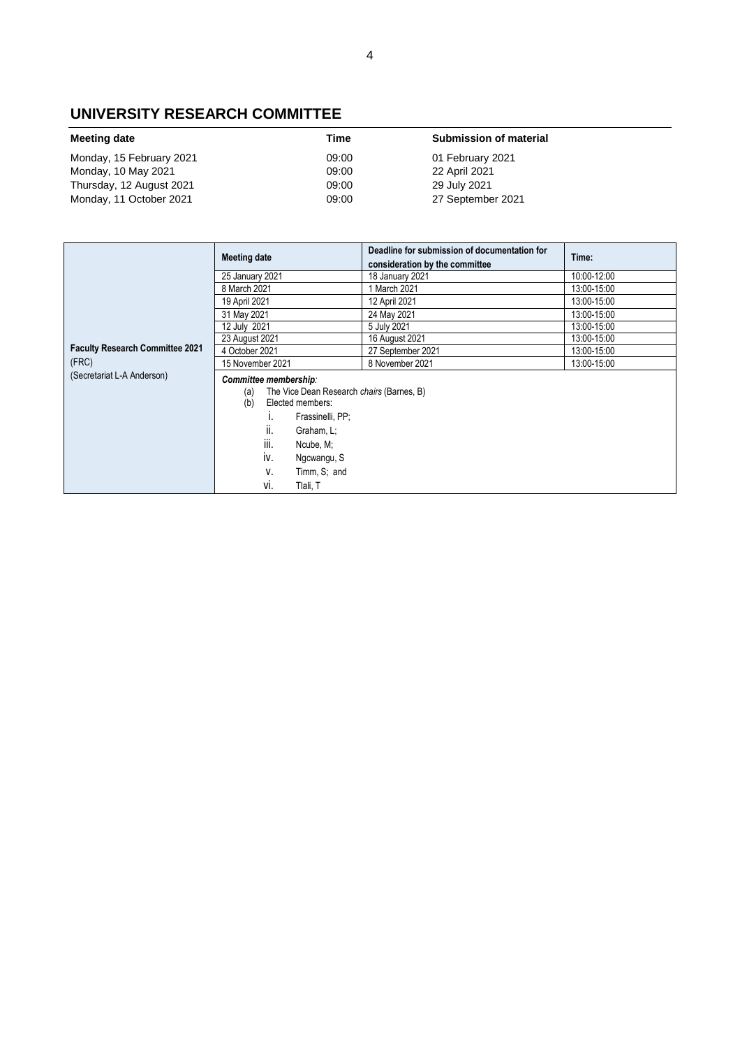## UNIVERSITY RESEARCH COMMITTEE

| Meeting date | Time | Submission of material |
|---|---|---|
| Monday, 15 February 2021 | 09:00 | 01 February 2021 |
| Monday, 10 May 2021 | 09:00 | 22 April 2021 |
| Thursday, 12 August 2021 | 09:00 | 29 July 2021 |
| Monday, 11 October 2021 | 09:00 | 27 September 2021 |

| | Meeting date | Deadline for submission of documentation for consideration by the committee | Time: |
|---|---|---|---|
| **Faculty Research Committee 2021** (FRC) (Secretariat L-A Anderson) | 25 January 2021 | 18 January 2021 | 10:00-12:00 |
| | 8 March 2021 | 1 March 2021 | 13:00-15:00 |
| | 19 April 2021 | 12 April 2021 | 13:00-15:00 |
| | 31 May 2021 | 24 May 2021 | 13:00-15:00 |
| | 12 July 2021 | 5 July 2021 | 13:00-15:00 |
| | 23 August 2021 | 16 August 2021 | 13:00-15:00 |
| | 4 October 2021 | 27 September 2021 | 13:00-15:00 |
| | 15 November 2021 | 8 November 2021 | 13:00-15:00 |

***Committee membership:***

(a) The Vice Dean Research *chairs* (Barnes, B)

(b) Elected members:

  i. Frassinelli, PP;
  ii. Graham, L;
  iii. Ncube, M;
  iv. Ngcwangu, S
  v. Timm, S; and
  vi. Tlali, T